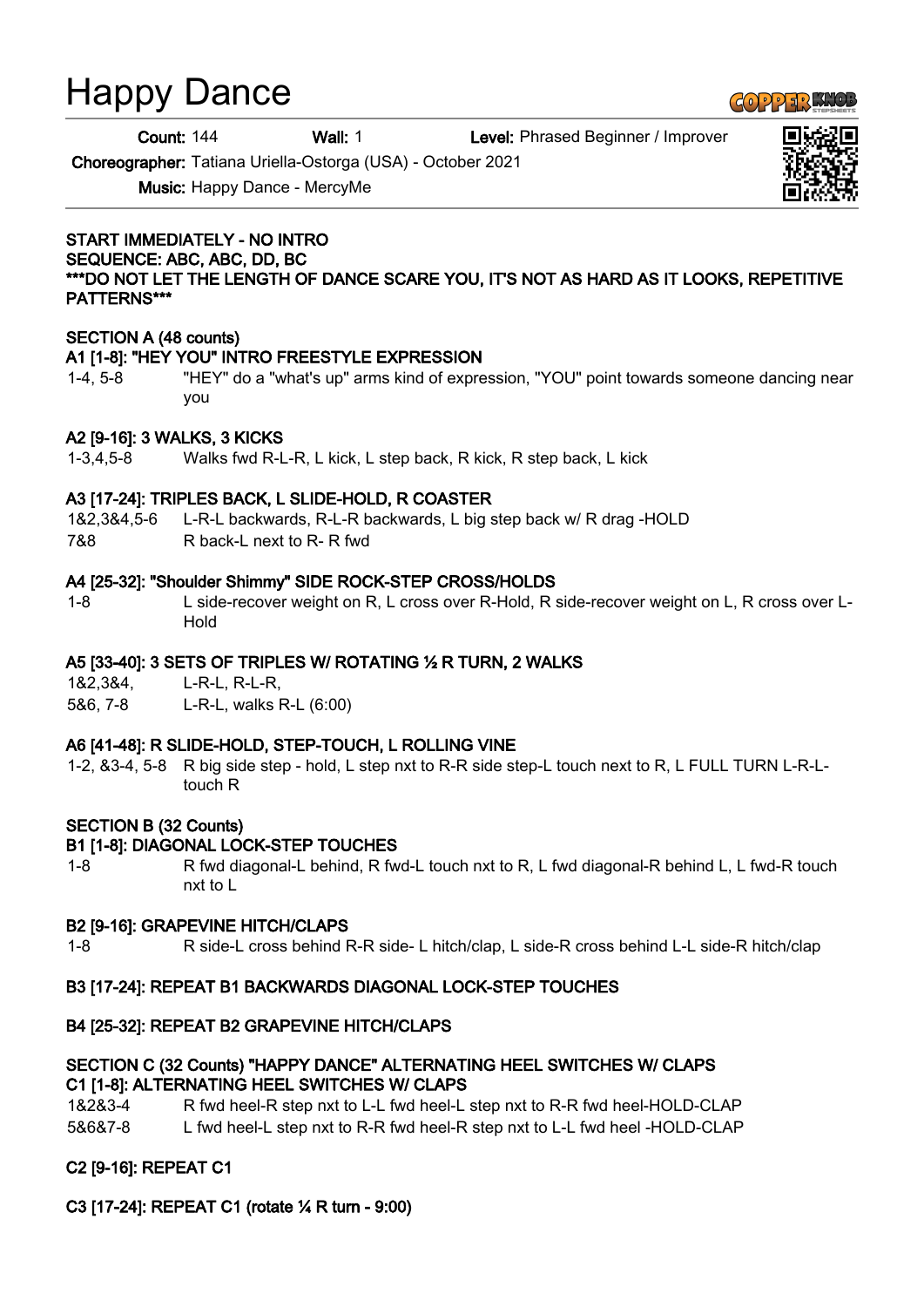# Happy Dance

**Count:** 144 **Wall:** 1 **Level:** Phrased Beginner / Improver

**Choreographer:** Tatiana Uriella-Ostorga (USA) - October 2021

**Music:** Happy Dance - MercyMe

**START IMMEDIATELY - NO INTRO**
**SEQUENCE: ABC, ABC, DD, BC**
**\*\*\*DO NOT LET THE LENGTH OF DANCE SCARE YOU, IT'S NOT AS HARD AS IT LOOKS, REPETITIVE PATTERNS\*\*\***

**SECTION A (48 counts)**

**A1 [1-8]: "HEY YOU" INTRO FREESTYLE EXPRESSION**

| | |
|---|---|
| 1-4, 5-8 | "HEY" do a "what's up" arms kind of expression, "YOU" point towards someone dancing near you |

**A2 [9-16]: 3 WALKS, 3 KICKS**

| | |
|---|---|
| 1-3,4,5-8 | Walks fwd R-L-R, L kick, L step back, R kick, R step back, L kick |

**A3 [17-24]: TRIPLES BACK, L SLIDE-HOLD, R COASTER**

| | |
|---|---|
| 1&2,3&4,5-6 | L-R-L backwards, R-L-R backwards, L big step back w/ R drag -HOLD |
| 7&8 | R back-L next to R- R fwd |

**A4 [25-32]: "Shoulder Shimmy" SIDE ROCK-STEP CROSS/HOLDS**

| | |
|---|---|
| 1-8 | L side-recover weight on R, L cross over R-Hold, R side-recover weight on L, R cross over L-Hold |

**A5 [33-40]: 3 SETS OF TRIPLES W/ ROTATING ½ R TURN, 2 WALKS**

| | |
|---|---|
| 1&2,3&4, | L-R-L, R-L-R, |
| 5&6, 7-8 | L-R-L, walks R-L (6:00) |

**A6 [41-48]: R SLIDE-HOLD, STEP-TOUCH, L ROLLING VINE**

| | |
|---|---|
| 1-2, &3-4, 5-8 | R big side step - hold, L step nxt to R-R side step-L touch next to R, L FULL TURN L-R-L-touch R |

**SECTION B (32 Counts)**

**B1 [1-8]: DIAGONAL LOCK-STEP TOUCHES**

| | |
|---|---|
| 1-8 | R fwd diagonal-L behind, R fwd-L touch nxt to R, L fwd diagonal-R behind L, L fwd-R touch nxt to L |

**B2 [9-16]: GRAPEVINE HITCH/CLAPS**

| | |
|---|---|
| 1-8 | R side-L cross behind R-R side- L hitch/clap, L side-R cross behind L-L side-R hitch/clap |

**B3 [17-24]: REPEAT B1 BACKWARDS DIAGONAL LOCK-STEP TOUCHES**

**B4 [25-32]: REPEAT B2 GRAPEVINE HITCH/CLAPS**

**SECTION C (32 Counts) "HAPPY DANCE" ALTERNATING HEEL SWITCHES W/ CLAPS**

**C1 [1-8]: ALTERNATING HEEL SWITCHES W/ CLAPS**

| | |
|---|---|
| 1&2&3-4 | R fwd heel-R step nxt to L-L fwd heel-L step nxt to R-R fwd heel-HOLD-CLAP |
| 5&6&7-8 | L fwd heel-L step nxt to R-R fwd heel-R step nxt to L-L fwd heel -HOLD-CLAP |

**C2 [9-16]: REPEAT C1**

**C3 [17-24]: REPEAT C1 (rotate ¼ R turn - 9:00)**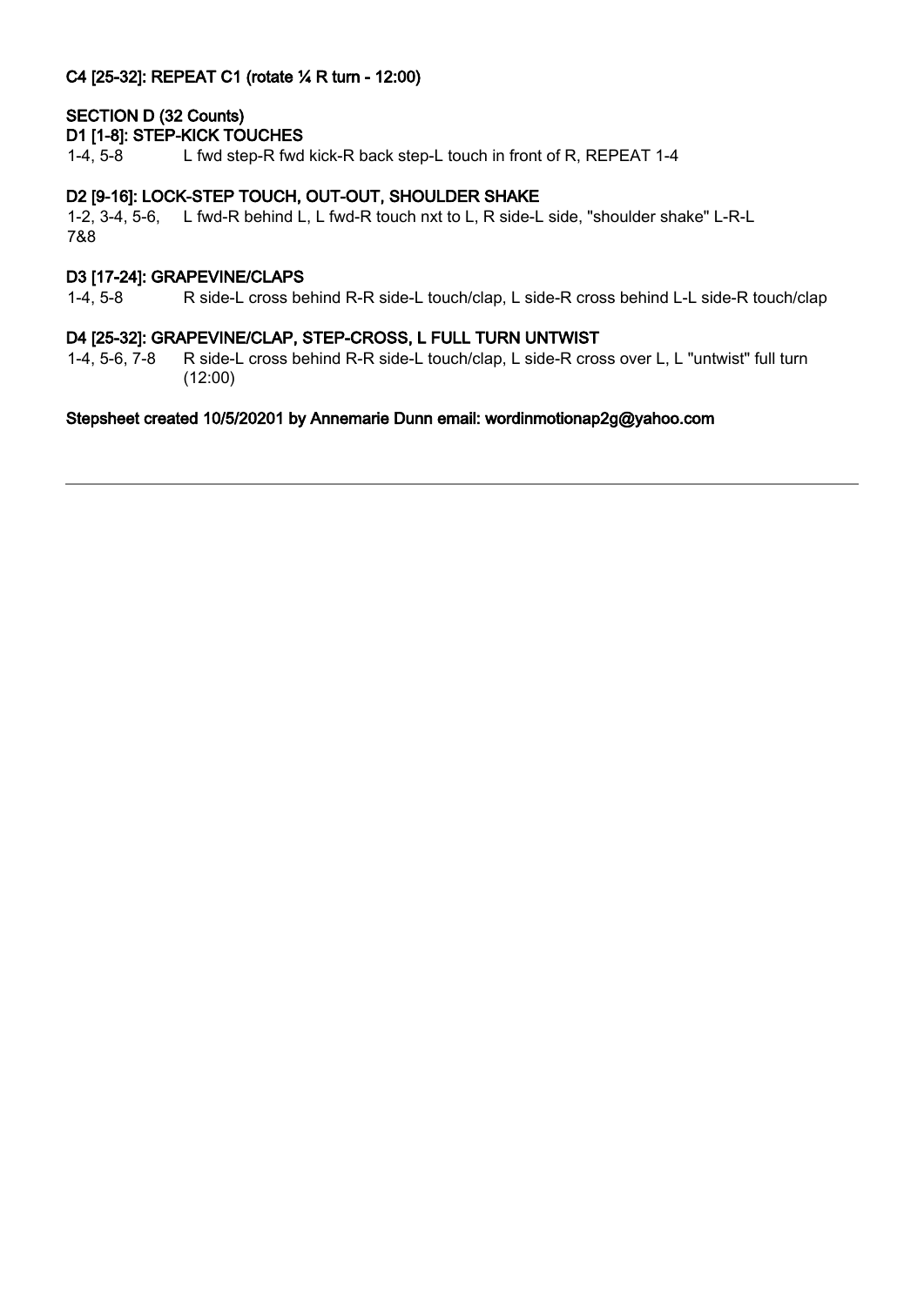**C4 [25-32]: REPEAT C1 (rotate ¼ R turn - 12:00)**

**SECTION D (32 Counts)**

**D1 [1-8]: STEP-KICK TOUCHES**

| | |
|---|---|
| 1-4, 5-8 | L fwd step-R fwd kick-R back step-L touch in front of R, REPEAT 1-4 |

**D2 [9-16]: LOCK-STEP TOUCH, OUT-OUT, SHOULDER SHAKE**

| | |
|---|---|
| 1-2, 3-4, 5-6, 7&8 | L fwd-R behind L, L fwd-R touch nxt to L, R side-L side, "shoulder shake" L-R-L |

**D3 [17-24]: GRAPEVINE/CLAPS**

| | |
|---|---|
| 1-4, 5-8 | R side-L cross behind R-R side-L touch/clap, L side-R cross behind L-L side-R touch/clap |

**D4 [25-32]: GRAPEVINE/CLAP, STEP-CROSS, L FULL TURN UNTWIST**

| | |
|---|---|
| 1-4, 5-6, 7-8 | R side-L cross behind R-R side-L touch/clap, L side-R cross over L, L "untwist" full turn (12:00) |

**Stepsheet created 10/5/20201 by Annemarie Dunn email: wordinmotionap2g@yahoo.com**

---